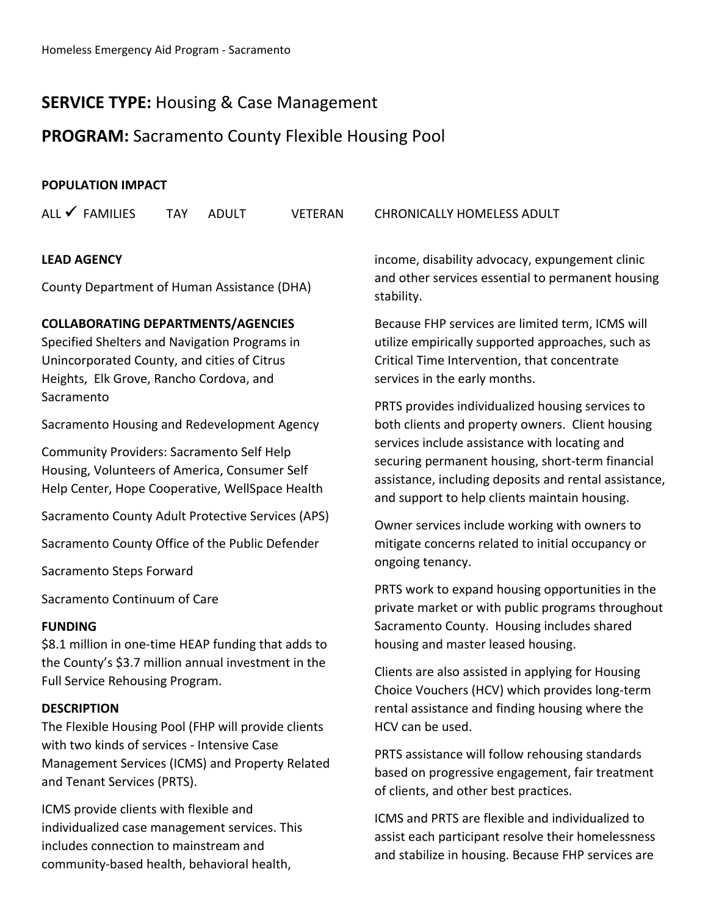## **SERVICE TYPE:** Housing & Case Management

## **PROGRAM:** Sacramento County Flexible Housing Pool

**POPULATION IMPACT**

ALL ✓ FAMILIES TAY ADULT VETERAN CHRONICALLY HOMELESS ADULT

**LEAD AGENCY**

County Department of Human Assistance (DHA)

**COLLABORATING DEPARTMENTS/AGENCIES**

Specified Shelters and Navigation Programs in Unincorporated County, and cities of Citrus Heights, Elk Grove, Rancho Cordova, and Sacramento

Sacramento Housing and Redevelopment Agency

Community Providers: Sacramento Self Help Housing, Volunteers of America, Consumer Self Help Center, Hope Cooperative, WellSpace Health

Sacramento County Adult Protective Services (APS)

Sacramento County Office of the Public Defender

Sacramento Steps Forward

Sacramento Continuum of Care

**FUNDING**

$8.1 million in one-time HEAP funding that adds to the County's $3.7 million annual investment in the Full Service Rehousing Program.

**DESCRIPTION**

The Flexible Housing Pool (FHP will provide clients with two kinds of services - Intensive Case Management Services (ICMS) and Property Related and Tenant Services (PRTS).

ICMS provide clients with flexible and individualized case management services. This includes connection to mainstream and community-based health, behavioral health, income, disability advocacy, expungement clinic and other services essential to permanent housing stability.

Because FHP services are limited term, ICMS will utilize empirically supported approaches, such as Critical Time Intervention, that concentrate services in the early months.

PRTS provides individualized housing services to both clients and property owners. Client housing services include assistance with locating and securing permanent housing, short-term financial assistance, including deposits and rental assistance, and support to help clients maintain housing.

Owner services include working with owners to mitigate concerns related to initial occupancy or ongoing tenancy.

PRTS work to expand housing opportunities in the private market or with public programs throughout Sacramento County. Housing includes shared housing and master leased housing.

Clients are also assisted in applying for Housing Choice Vouchers (HCV) which provides long-term rental assistance and finding housing where the HCV can be used.

PRTS assistance will follow rehousing standards based on progressive engagement, fair treatment of clients, and other best practices.

ICMS and PRTS are flexible and individualized to assist each participant resolve their homelessness and stabilize in housing. Because FHP services are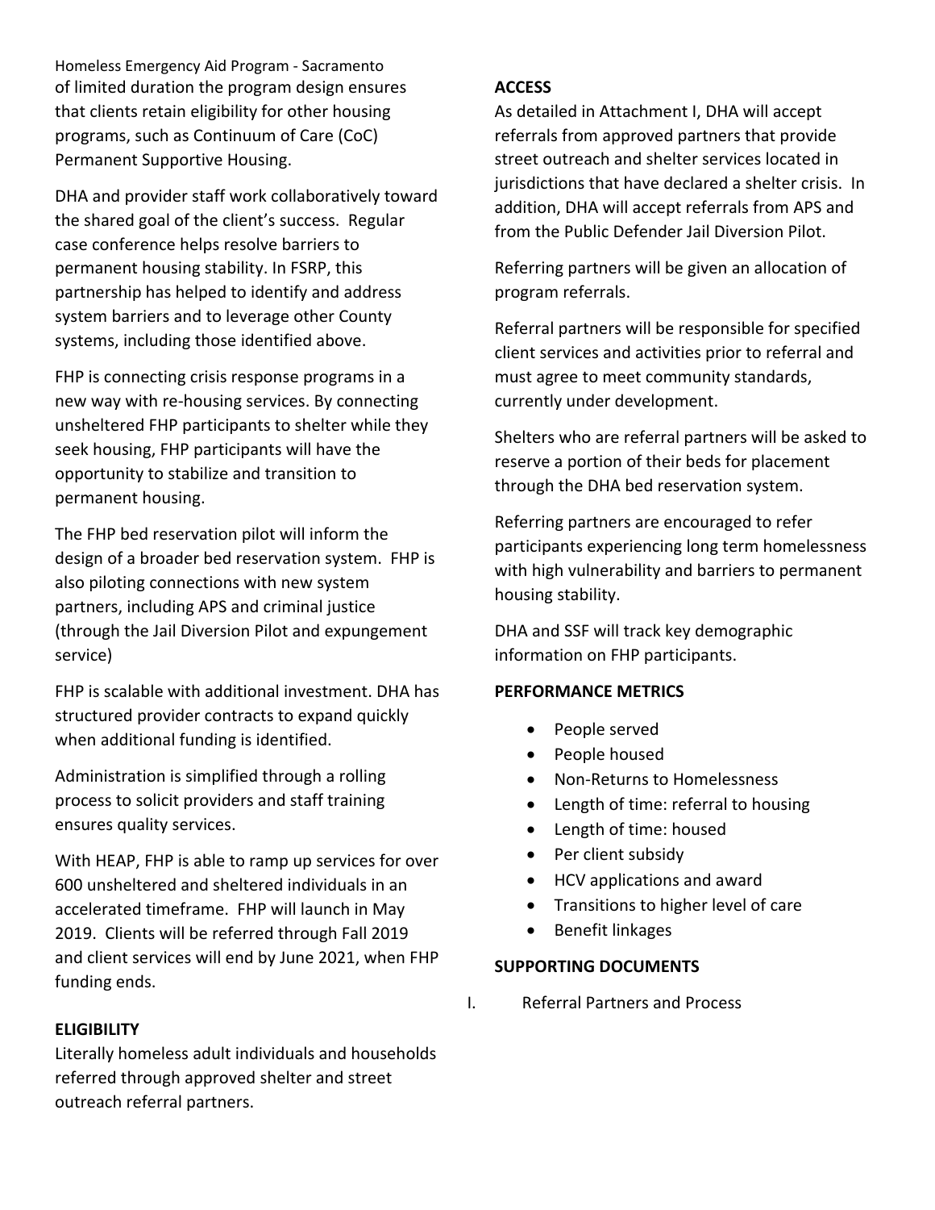of limited duration the program design ensures that clients retain eligibility for other housing programs, such as Continuum of Care (CoC) Permanent Supportive Housing.

DHA and provider staff work collaboratively toward the shared goal of the client's success. Regular case conference helps resolve barriers to permanent housing stability. In FSRP, this partnership has helped to identify and address system barriers and to leverage other County systems, including those identified above.

FHP is connecting crisis response programs in a new way with re-housing services. By connecting unsheltered FHP participants to shelter while they seek housing, FHP participants will have the opportunity to stabilize and transition to permanent housing.

The FHP bed reservation pilot will inform the design of a broader bed reservation system. FHP is also piloting connections with new system partners, including APS and criminal justice (through the Jail Diversion Pilot and expungement service)

FHP is scalable with additional investment. DHA has structured provider contracts to expand quickly when additional funding is identified.

Administration is simplified through a rolling process to solicit providers and staff training ensures quality services.

With HEAP, FHP is able to ramp up services for over 600 unsheltered and sheltered individuals in an accelerated timeframe. FHP will launch in May 2019. Clients will be referred through Fall 2019 and client services will end by June 2021, when FHP funding ends.

**ELIGIBILITY**

Literally homeless adult individuals and households referred through approved shelter and street outreach referral partners.

**ACCESS**

As detailed in Attachment I, DHA will accept referrals from approved partners that provide street outreach and shelter services located in jurisdictions that have declared a shelter crisis. In addition, DHA will accept referrals from APS and from the Public Defender Jail Diversion Pilot.

Referring partners will be given an allocation of program referrals.

Referral partners will be responsible for specified client services and activities prior to referral and must agree to meet community standards, currently under development.

Shelters who are referral partners will be asked to reserve a portion of their beds for placement through the DHA bed reservation system.

Referring partners are encouraged to refer participants experiencing long term homelessness with high vulnerability and barriers to permanent housing stability.

DHA and SSF will track key demographic information on FHP participants.

**PERFORMANCE METRICS**

- People served
- People housed
- Non-Returns to Homelessness
- Length of time: referral to housing
- Length of time: housed
- Per client subsidy
- HCV applications and award
- Transitions to higher level of care
- Benefit linkages

**SUPPORTING DOCUMENTS**

I. Referral Partners and Process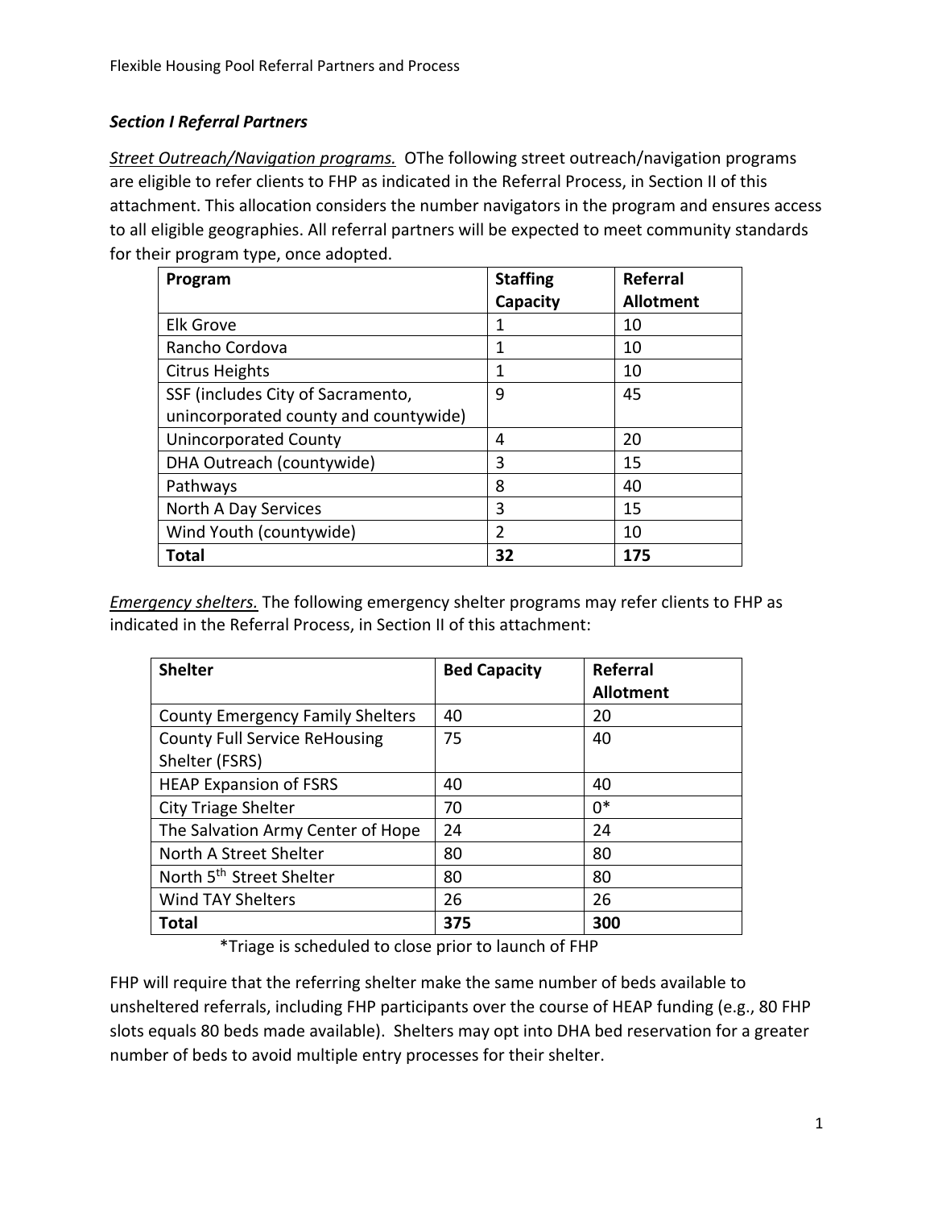### *Section I Referral Partners*

*Street Outreach/Navigation programs.* OThe following street outreach/navigation programs are eligible to refer clients to FHP as indicated in the Referral Process, in Section II of this attachment. This allocation considers the number navigators in the program and ensures access to all eligible geographies. All referral partners will be expected to meet community standards for their program type, once adopted.

| Program | Staffing Capacity | Referral Allotment |
|---|---|---|
| Elk Grove | 1 | 10 |
| Rancho Cordova | 1 | 10 |
| Citrus Heights | 1 | 10 |
| SSF (includes City of Sacramento, unincorporated county and countywide) | 9 | 45 |
| Unincorporated County | 4 | 20 |
| DHA Outreach (countywide) | 3 | 15 |
| Pathways | 8 | 40 |
| North A Day Services | 3 | 15 |
| Wind Youth (countywide) | 2 | 10 |
| **Total** | **32** | **175** |

*Emergency shelters.* The following emergency shelter programs may refer clients to FHP as indicated in the Referral Process, in Section II of this attachment:

| Shelter | Bed Capacity | Referral Allotment |
|---|---|---|
| County Emergency Family Shelters | 40 | 20 |
| County Full Service ReHousing Shelter (FSRS) | 75 | 40 |
| HEAP Expansion of FSRS | 40 | 40 |
| City Triage Shelter | 70 | 0* |
| The Salvation Army Center of Hope | 24 | 24 |
| North A Street Shelter | 80 | 80 |
| North 5th Street Shelter | 80 | 80 |
| Wind TAY Shelters | 26 | 26 |
| **Total** | **375** | **300** |

*Triage is scheduled to close prior to launch of FHP

FHP will require that the referring shelter make the same number of beds available to unsheltered referrals, including FHP participants over the course of HEAP funding (e.g., 80 FHP slots equals 80 beds made available). Shelters may opt into DHA bed reservation for a greater number of beds to avoid multiple entry processes for their shelter.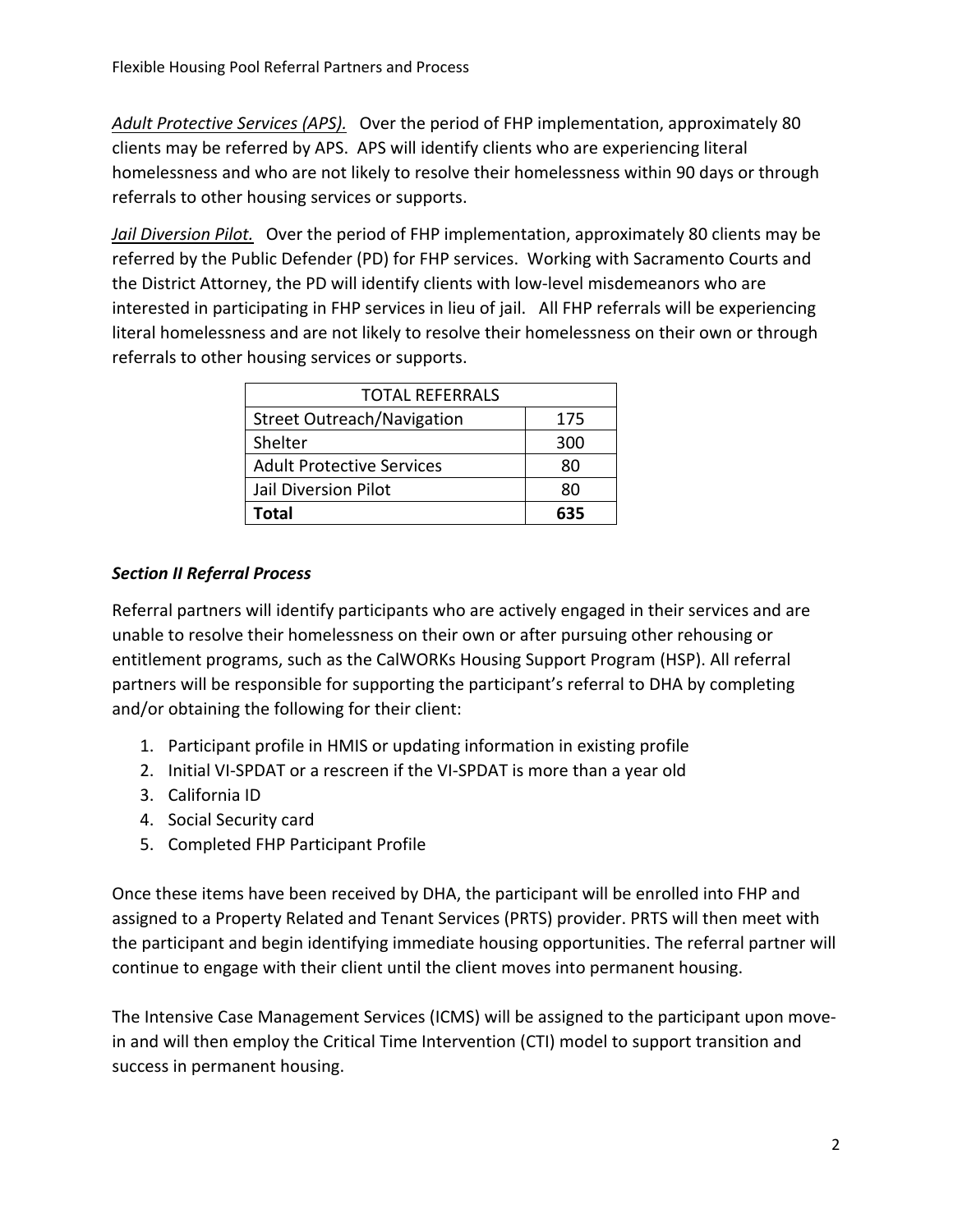*__Adult Protective Services (APS).__* Over the period of FHP implementation, approximately 80 clients may be referred by APS. APS will identify clients who are experiencing literal homelessness and who are not likely to resolve their homelessness within 90 days or through referrals to other housing services or supports.

*__Jail Diversion Pilot.__* Over the period of FHP implementation, approximately 80 clients may be referred by the Public Defender (PD) for FHP services. Working with Sacramento Courts and the District Attorney, the PD will identify clients with low-level misdemeanors who are interested in participating in FHP services in lieu of jail. All FHP referrals will be experiencing literal homelessness and are not likely to resolve their homelessness on their own or through referrals to other housing services or supports.

| TOTAL REFERRALS | |
|---|---|
| Street Outreach/Navigation | 175 |
| Shelter | 300 |
| Adult Protective Services | 80 |
| Jail Diversion Pilot | 80 |
| **Total** | **635** |

### ***Section II Referral Process***

Referral partners will identify participants who are actively engaged in their services and are unable to resolve their homelessness on their own or after pursuing other rehousing or entitlement programs, such as the CalWORKs Housing Support Program (HSP). All referral partners will be responsible for supporting the participant's referral to DHA by completing and/or obtaining the following for their client:

1. Participant profile in HMIS or updating information in existing profile
2. Initial VI-SPDAT or a rescreen if the VI-SPDAT is more than a year old
3. California ID
4. Social Security card
5. Completed FHP Participant Profile

Once these items have been received by DHA, the participant will be enrolled into FHP and assigned to a Property Related and Tenant Services (PRTS) provider. PRTS will then meet with the participant and begin identifying immediate housing opportunities. The referral partner will continue to engage with their client until the client moves into permanent housing.

The Intensive Case Management Services (ICMS) will be assigned to the participant upon move-in and will then employ the Critical Time Intervention (CTI) model to support transition and success in permanent housing.